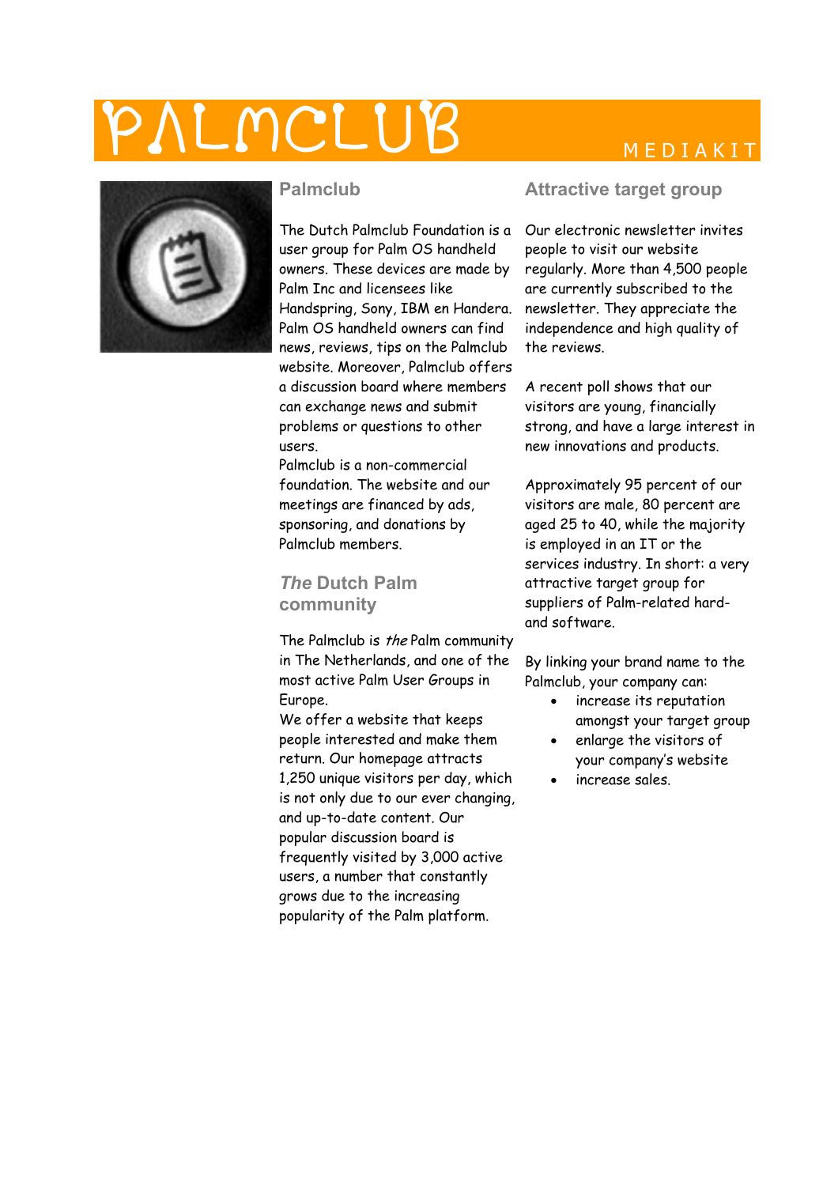# PALMCLUB

MEDIAKIT

## Palmclub

The Dutch Palmclub Foundation is a user group for Palm OS handheld owners. These devices are made by Palm Inc and licensees like Handspring, Sony, IBM en Handera. Palm OS handheld owners can find news, reviews, tips on the Palmclub website. Moreover, Palmclub offers a discussion board where members can exchange news and submit problems or questions to other users.
Palmclub is a non-commercial foundation. The website and our meetings are financed by ads, sponsoring, and donations by Palmclub members.

## *The* Dutch Palm community

The Palmclub is *the* Palm community in The Netherlands, and one of the most active Palm User Groups in Europe.
We offer a website that keeps people interested and make them return. Our homepage attracts 1,250 unique visitors per day, which is not only due to our ever changing, and up-to-date content. Our popular discussion board is frequently visited by 3,000 active users, a number that constantly grows due to the increasing popularity of the Palm platform.

## Attractive target group

Our electronic newsletter invites people to visit our website regularly. More than 4,500 people are currently subscribed to the newsletter. They appreciate the independence and high quality of the reviews.

A recent poll shows that our visitors are young, financially strong, and have a large interest in new innovations and products.

Approximately 95 percent of our visitors are male, 80 percent are aged 25 to 40, while the majority is employed in an IT or the services industry. In short: a very attractive target group for suppliers of Palm-related hard- and software.

By linking your brand name to the Palmclub, your company can:

- increase its reputation amongst your target group
- enlarge the visitors of your company's website
- increase sales.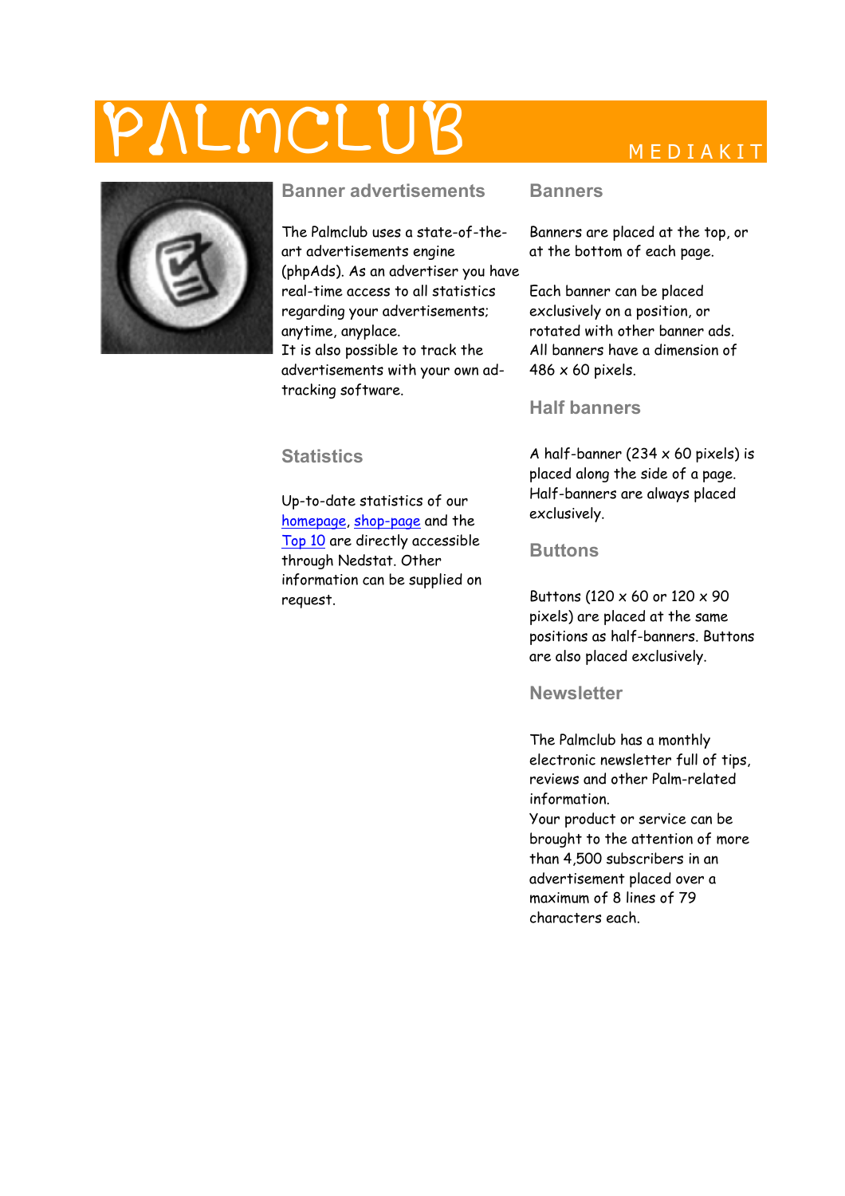# PALMCLUB

MEDIAKIT

## Banner advertisements

The Palmclub uses a state-of-the-art advertisements engine (phpAds). As an advertiser you have real-time access to all statistics regarding your advertisements; anytime, anyplace.
It is also possible to track the advertisements with your own ad-tracking software.

## Statistics

Up-to-date statistics of our homepage, shop-page and the Top 10 are directly accessible through Nedstat. Other information can be supplied on request.

## Banners

Banners are placed at the top, or at the bottom of each page.

Each banner can be placed exclusively on a position, or rotated with other banner ads. All banners have a dimension of 486 x 60 pixels.

## Half banners

A half-banner (234 x 60 pixels) is placed along the side of a page. Half-banners are always placed exclusively.

## Buttons

Buttons (120 x 60 or 120 x 90 pixels) are placed at the same positions as half-banners. Buttons are also placed exclusively.

## Newsletter

The Palmclub has a monthly electronic newsletter full of tips, reviews and other Palm-related information.
Your product or service can be brought to the attention of more than 4,500 subscribers in an advertisement placed over a maximum of 8 lines of 79 characters each.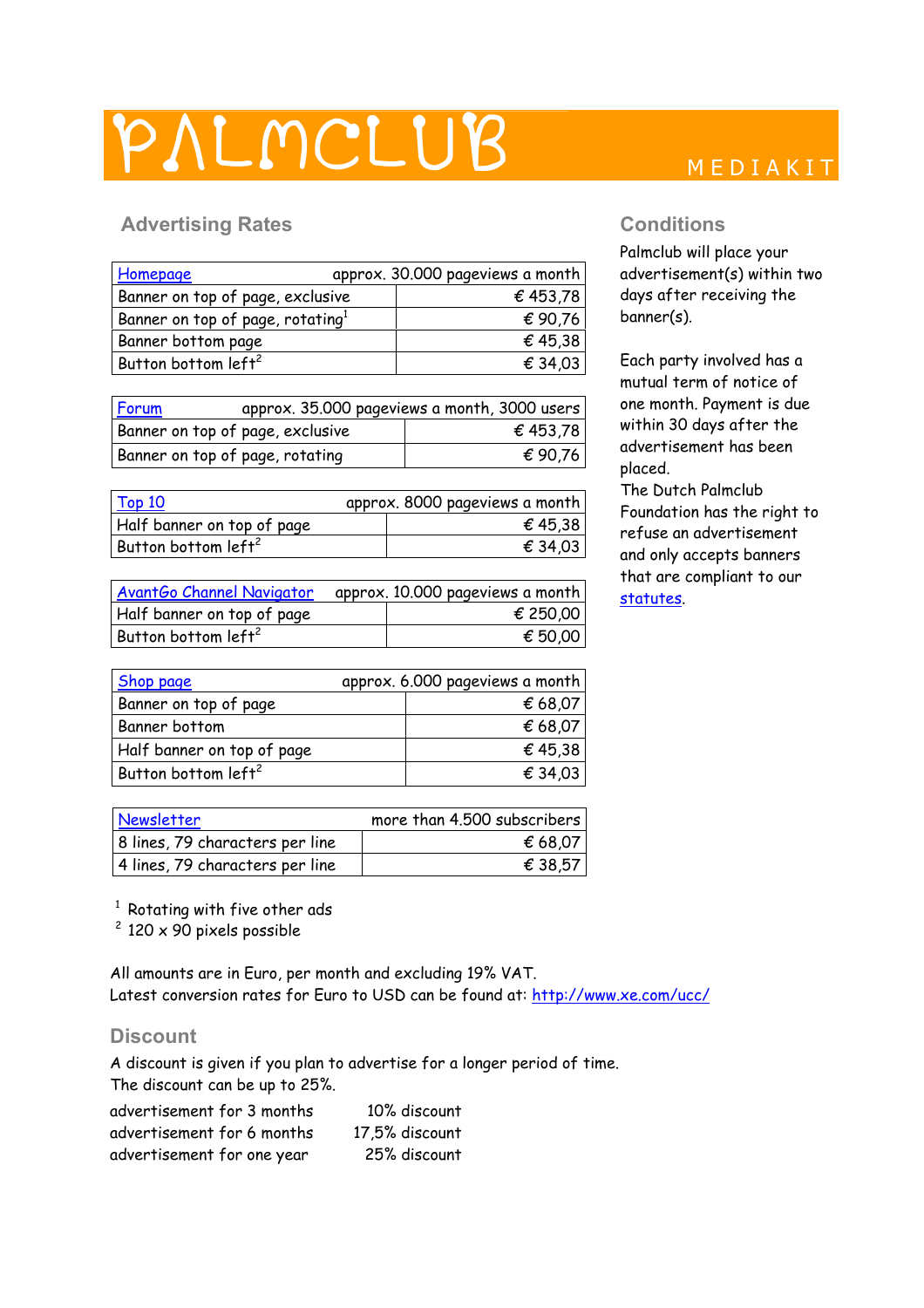# PALMCLUB

MEDIAKIT

## Advertising Rates

| Homepage | approx. 30.000 pageviews a month |
|---|---|
| Banner on top of page, exclusive | € 453,78 |
| Banner on top of page, rotating[1] | € 90,76 |
| Banner bottom page | € 45,38 |
| Button bottom left[2] | € 34,03 |

| Forum | approx. 35.000 pageviews a month, 3000 users |
|---|---|
| Banner on top of page, exclusive | € 453,78 |
| Banner on top of page, rotating | € 90,76 |

| Top 10 | approx. 8000 pageviews a month |
|---|---|
| Half banner on top of page | € 45,38 |
| Button bottom left[2] | € 34,03 |

| AvantGo Channel Navigator | approx. 10.000 pageviews a month |
|---|---|
| Half banner on top of page | € 250,00 |
| Button bottom left[2] | € 50,00 |

| Shop page | approx. 6.000 pageviews a month |
|---|---|
| Banner on top of page | € 68,07 |
| Banner bottom | € 68,07 |
| Half banner on top of page | € 45,38 |
| Button bottom left[2] | € 34,03 |

| Newsletter | more than 4.500 subscribers |
|---|---|
| 8 lines, 79 characters per line | € 68,07 |
| 4 lines, 79 characters per line | € 38,57 |

[1] Rotating with five other ads
[2] 120 x 90 pixels possible

All amounts are in Euro, per month and excluding 19% VAT.
Latest conversion rates for Euro to USD can be found at: http://www.xe.com/ucc/

## Discount

A discount is given if you plan to advertise for a longer period of time.
The discount can be up to 25%.

| | |
|---|---|
| advertisement for 3 months | 10% discount |
| advertisement for 6 months | 17,5% discount |
| advertisement for one year | 25% discount |

## Conditions

Palmclub will place your advertisement(s) within two days after receiving the banner(s).

Each party involved has a mutual term of notice of one month. Payment is due within 30 days after the advertisement has been placed.
The Dutch Palmclub Foundation has the right to refuse an advertisement and only accepts banners that are compliant to our statutes.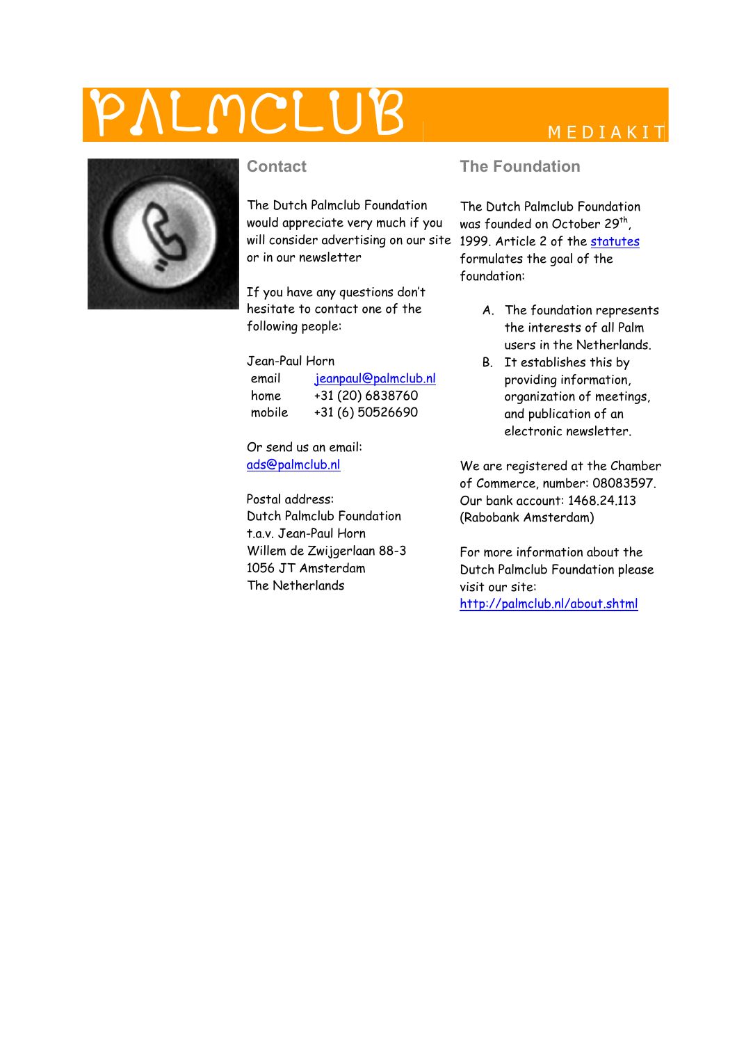# PALMCLUB

MEDIAKIT

## Contact

The Dutch Palmclub Foundation would appreciate very much if you will consider advertising on our site or in our newsletter

If you have any questions don't hesitate to contact one of the following people:

Jean-Paul Horn

| | |
|---|---|
| email | jeanpaul@palmclub.nl |
| home | +31 (20) 6838760 |
| mobile | +31 (6) 50526690 |

Or send us an email:
ads@palmclub.nl

Postal address:
Dutch Palmclub Foundation
t.a.v. Jean-Paul Horn
Willem de Zwijgerlaan 88-3
1056 JT Amsterdam
The Netherlands

## The Foundation

The Dutch Palmclub Foundation was founded on October 29th, 1999. Article 2 of the statutes formulates the goal of the foundation:

A. The foundation represents the interests of all Palm users in the Netherlands.
B. It establishes this by providing information, organization of meetings, and publication of an electronic newsletter.

We are registered at the Chamber of Commerce, number: 08083597. Our bank account: 1468.24.113 (Rabobank Amsterdam)

For more information about the Dutch Palmclub Foundation please visit our site:
http://palmclub.nl/about.shtml